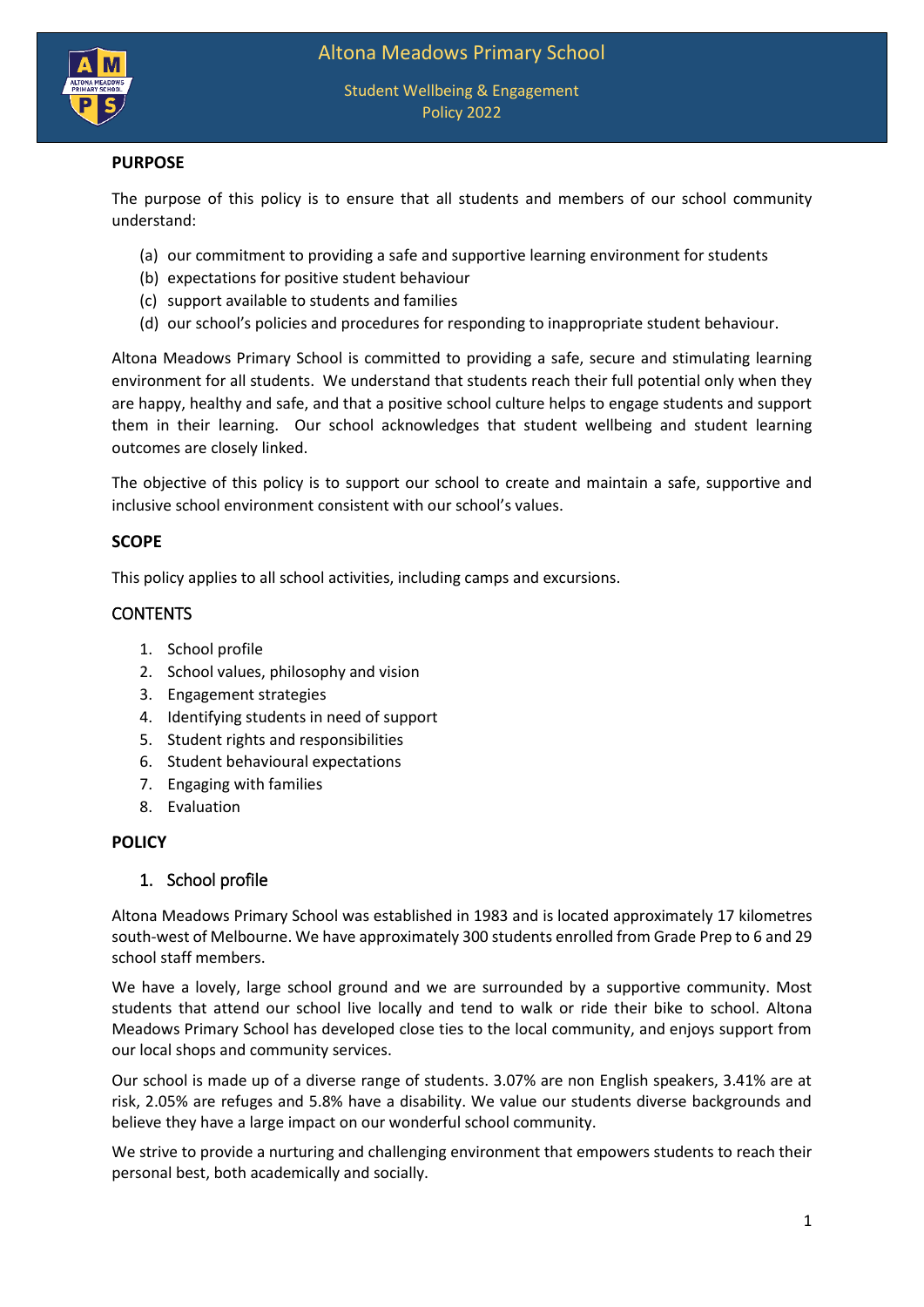# Altona Meadows Primary School

Student Wellbeing & Engagement
Policy 2022

## PURPOSE

The purpose of this policy is to ensure that all students and members of our school community understand:

(a) our commitment to providing a safe and supportive learning environment for students
(b) expectations for positive student behaviour
(c) support available to students and families
(d) our school's policies and procedures for responding to inappropriate student behaviour.

Altona Meadows Primary School is committed to providing a safe, secure and stimulating learning environment for all students. We understand that students reach their full potential only when they are happy, healthy and safe, and that a positive school culture helps to engage students and support them in their learning. Our school acknowledges that student wellbeing and student learning outcomes are closely linked.

The objective of this policy is to support our school to create and maintain a safe, supportive and inclusive school environment consistent with our school's values.

## SCOPE

This policy applies to all school activities, including camps and excursions.

## CONTENTS

1. School profile
2. School values, philosophy and vision
3. Engagement strategies
4. Identifying students in need of support
5. Student rights and responsibilities
6. Student behavioural expectations
7. Engaging with families
8. Evaluation

## POLICY

### 1. School profile

Altona Meadows Primary School was established in 1983 and is located approximately 17 kilometres south-west of Melbourne. We have approximately 300 students enrolled from Grade Prep to 6 and 29 school staff members.

We have a lovely, large school ground and we are surrounded by a supportive community. Most students that attend our school live locally and tend to walk or ride their bike to school. Altona Meadows Primary School has developed close ties to the local community, and enjoys support from our local shops and community services.

Our school is made up of a diverse range of students. 3.07% are non English speakers, 3.41% are at risk, 2.05% are refuges and 5.8% have a disability. We value our students diverse backgrounds and believe they have a large impact on our wonderful school community.

We strive to provide a nurturing and challenging environment that empowers students to reach their personal best, both academically and socially.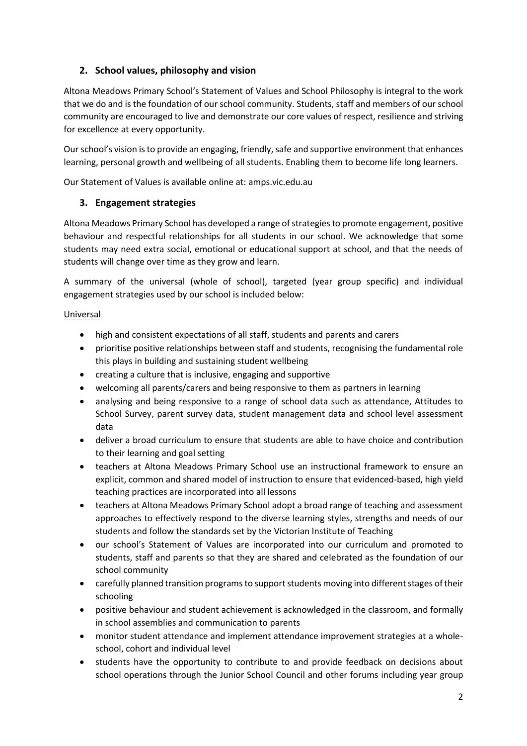## 2. School values, philosophy and vision

Altona Meadows Primary School's Statement of Values and School Philosophy is integral to the work that we do and is the foundation of our school community. Students, staff and members of our school community are encouraged to live and demonstrate our core values of respect, resilience and striving for excellence at every opportunity.

Our school's vision is to provide an engaging, friendly, safe and supportive environment that enhances learning, personal growth and wellbeing of all students. Enabling them to become life long learners.

Our Statement of Values is available online at: amps.vic.edu.au

## 3. Engagement strategies

Altona Meadows Primary School has developed a range of strategies to promote engagement, positive behaviour and respectful relationships for all students in our school. We acknowledge that some students may need extra social, emotional or educational support at school, and that the needs of students will change over time as they grow and learn.

A summary of the universal (whole of school), targeted (year group specific) and individual engagement strategies used by our school is included below:

Universal

- high and consistent expectations of all staff, students and parents and carers
- prioritise positive relationships between staff and students, recognising the fundamental role this plays in building and sustaining student wellbeing
- creating a culture that is inclusive, engaging and supportive
- welcoming all parents/carers and being responsive to them as partners in learning
- analysing and being responsive to a range of school data such as attendance, Attitudes to School Survey, parent survey data, student management data and school level assessment data
- deliver a broad curriculum to ensure that students are able to have choice and contribution to their learning and goal setting
- teachers at Altona Meadows Primary School use an instructional framework to ensure an explicit, common and shared model of instruction to ensure that evidenced-based, high yield teaching practices are incorporated into all lessons
- teachers at Altona Meadows Primary School adopt a broad range of teaching and assessment approaches to effectively respond to the diverse learning styles, strengths and needs of our students and follow the standards set by the Victorian Institute of Teaching
- our school's Statement of Values are incorporated into our curriculum and promoted to students, staff and parents so that they are shared and celebrated as the foundation of our school community
- carefully planned transition programs to support students moving into different stages of their schooling
- positive behaviour and student achievement is acknowledged in the classroom, and formally in school assemblies and communication to parents
- monitor student attendance and implement attendance improvement strategies at a whole-school, cohort and individual level
- students have the opportunity to contribute to and provide feedback on decisions about school operations through the Junior School Council and other forums including year group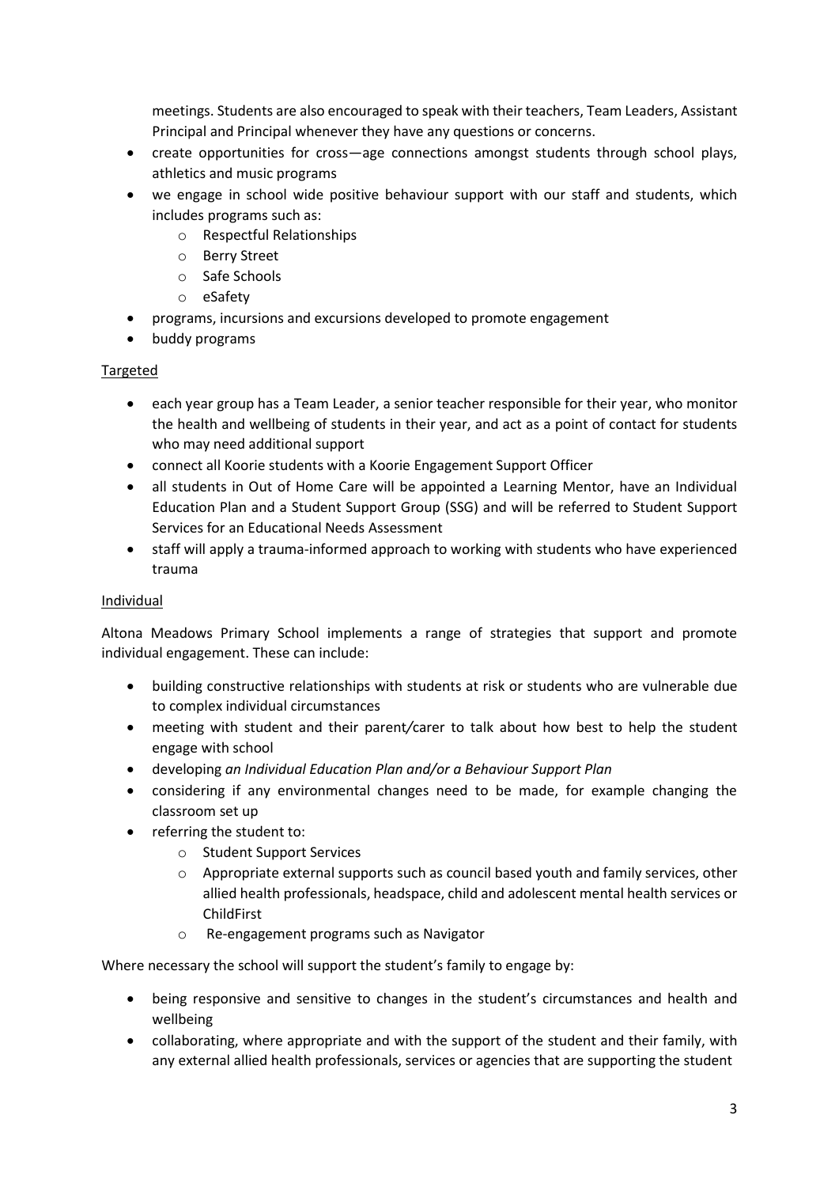meetings. Students are also encouraged to speak with their teachers, Team Leaders, Assistant Principal and Principal whenever they have any questions or concerns.

- create opportunities for cross—age connections amongst students through school plays, athletics and music programs
- we engage in school wide positive behaviour support with our staff and students, which includes programs such as:
  - Respectful Relationships
  - Berry Street
  - Safe Schools
  - eSafety
- programs, incursions and excursions developed to promote engagement
- buddy programs

<u>Targeted</u>

- each year group has a Team Leader, a senior teacher responsible for their year, who monitor the health and wellbeing of students in their year, and act as a point of contact for students who may need additional support
- connect all Koorie students with a Koorie Engagement Support Officer
- all students in Out of Home Care will be appointed a Learning Mentor, have an Individual Education Plan and a Student Support Group (SSG) and will be referred to Student Support Services for an Educational Needs Assessment
- staff will apply a trauma-informed approach to working with students who have experienced trauma

<u>Individual</u>

Altona Meadows Primary School implements a range of strategies that support and promote individual engagement. These can include:

- building constructive relationships with students at risk or students who are vulnerable due to complex individual circumstances
- meeting with student and their parent/carer to talk about how best to help the student engage with school
- developing *an Individual Education Plan and/or a Behaviour Support Plan*
- considering if any environmental changes need to be made, for example changing the classroom set up
- referring the student to:
  - Student Support Services
  - Appropriate external supports such as council based youth and family services, other allied health professionals, headspace, child and adolescent mental health services or ChildFirst
  - Re-engagement programs such as Navigator

Where necessary the school will support the student's family to engage by:

- being responsive and sensitive to changes in the student's circumstances and health and wellbeing
- collaborating, where appropriate and with the support of the student and their family, with any external allied health professionals, services or agencies that are supporting the student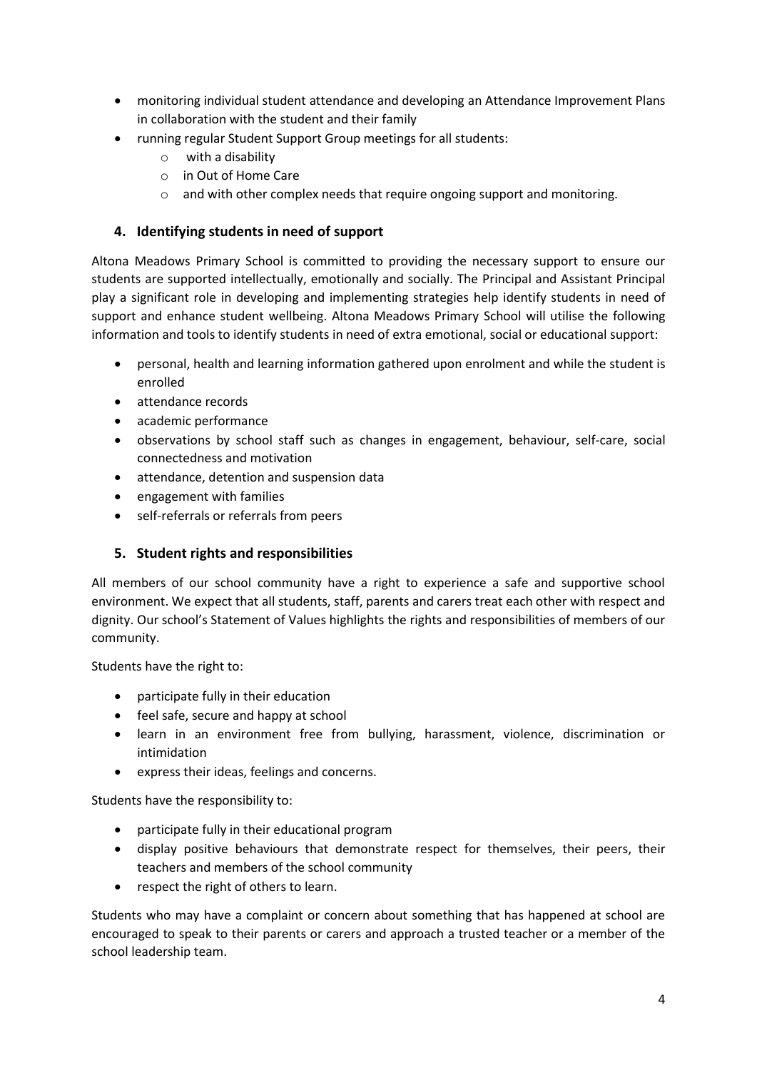- monitoring individual student attendance and developing an Attendance Improvement Plans in collaboration with the student and their family
- running regular Student Support Group meetings for all students:
    - with a disability
    - in Out of Home Care
    - and with other complex needs that require ongoing support and monitoring.

## 4. Identifying students in need of support

Altona Meadows Primary School is committed to providing the necessary support to ensure our students are supported intellectually, emotionally and socially. The Principal and Assistant Principal play a significant role in developing and implementing strategies help identify students in need of support and enhance student wellbeing. Altona Meadows Primary School will utilise the following information and tools to identify students in need of extra emotional, social or educational support:

- personal, health and learning information gathered upon enrolment and while the student is enrolled
- attendance records
- academic performance
- observations by school staff such as changes in engagement, behaviour, self-care, social connectedness and motivation
- attendance, detention and suspension data
- engagement with families
- self-referrals or referrals from peers

## 5. Student rights and responsibilities

All members of our school community have a right to experience a safe and supportive school environment. We expect that all students, staff, parents and carers treat each other with respect and dignity. Our school's Statement of Values highlights the rights and responsibilities of members of our community.

Students have the right to:

- participate fully in their education
- feel safe, secure and happy at school
- learn in an environment free from bullying, harassment, violence, discrimination or intimidation
- express their ideas, feelings and concerns.

Students have the responsibility to:

- participate fully in their educational program
- display positive behaviours that demonstrate respect for themselves, their peers, their teachers and members of the school community
- respect the right of others to learn.

Students who may have a complaint or concern about something that has happened at school are encouraged to speak to their parents or carers and approach a trusted teacher or a member of the school leadership team.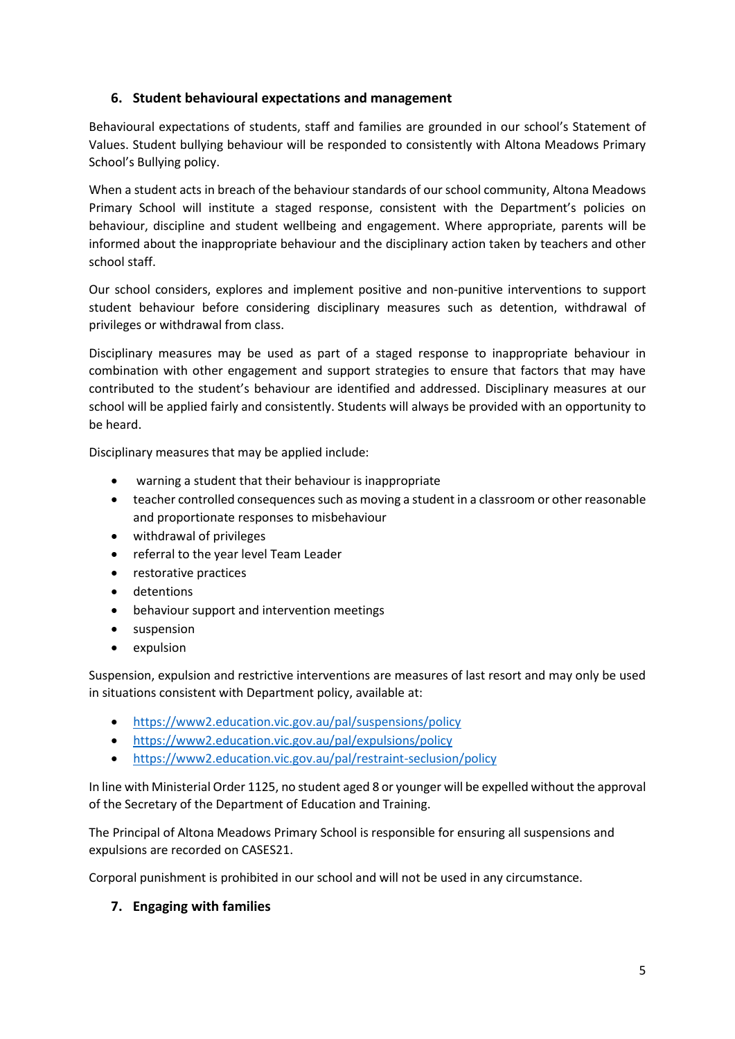## 6. Student behavioural expectations and management

Behavioural expectations of students, staff and families are grounded in our school's Statement of Values. Student bullying behaviour will be responded to consistently with Altona Meadows Primary School's Bullying policy.

When a student acts in breach of the behaviour standards of our school community, Altona Meadows Primary School will institute a staged response, consistent with the Department's policies on behaviour, discipline and student wellbeing and engagement. Where appropriate, parents will be informed about the inappropriate behaviour and the disciplinary action taken by teachers and other school staff.

Our school considers, explores and implement positive and non-punitive interventions to support student behaviour before considering disciplinary measures such as detention, withdrawal of privileges or withdrawal from class.

Disciplinary measures may be used as part of a staged response to inappropriate behaviour in combination with other engagement and support strategies to ensure that factors that may have contributed to the student's behaviour are identified and addressed. Disciplinary measures at our school will be applied fairly and consistently. Students will always be provided with an opportunity to be heard.

Disciplinary measures that may be applied include:

- warning a student that their behaviour is inappropriate
- teacher controlled consequences such as moving a student in a classroom or other reasonable and proportionate responses to misbehaviour
- withdrawal of privileges
- referral to the year level Team Leader
- restorative practices
- detentions
- behaviour support and intervention meetings
- suspension
- expulsion

Suspension, expulsion and restrictive interventions are measures of last resort and may only be used in situations consistent with Department policy, available at:

- https://www2.education.vic.gov.au/pal/suspensions/policy
- https://www2.education.vic.gov.au/pal/expulsions/policy
- https://www2.education.vic.gov.au/pal/restraint-seclusion/policy

In line with Ministerial Order 1125, no student aged 8 or younger will be expelled without the approval of the Secretary of the Department of Education and Training.

The Principal of Altona Meadows Primary School is responsible for ensuring all suspensions and expulsions are recorded on CASES21.

Corporal punishment is prohibited in our school and will not be used in any circumstance.

## 7. Engaging with families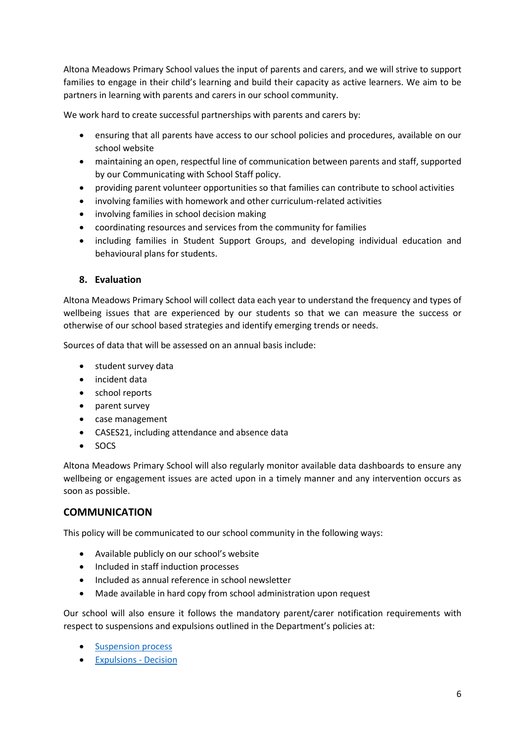Altona Meadows Primary School values the input of parents and carers, and we will strive to support families to engage in their child's learning and build their capacity as active learners. We aim to be partners in learning with parents and carers in our school community.

We work hard to create successful partnerships with parents and carers by:

- ensuring that all parents have access to our school policies and procedures, available on our school website
- maintaining an open, respectful line of communication between parents and staff, supported by our Communicating with School Staff policy.
- providing parent volunteer opportunities so that families can contribute to school activities
- involving families with homework and other curriculum-related activities
- involving families in school decision making
- coordinating resources and services from the community for families
- including families in Student Support Groups, and developing individual education and behavioural plans for students.

### 8. Evaluation

Altona Meadows Primary School will collect data each year to understand the frequency and types of wellbeing issues that are experienced by our students so that we can measure the success or otherwise of our school based strategies and identify emerging trends or needs.

Sources of data that will be assessed on an annual basis include:

- student survey data
- incident data
- school reports
- parent survey
- case management
- CASES21, including attendance and absence data
- SOCS

Altona Meadows Primary School will also regularly monitor available data dashboards to ensure any wellbeing or engagement issues are acted upon in a timely manner and any intervention occurs as soon as possible.

## COMMUNICATION

This policy will be communicated to our school community in the following ways:

- Available publicly on our school's website
- Included in staff induction processes
- Included as annual reference in school newsletter
- Made available in hard copy from school administration upon request

Our school will also ensure it follows the mandatory parent/carer notification requirements with respect to suspensions and expulsions outlined in the Department's policies at:

- Suspension process
- Expulsions - Decision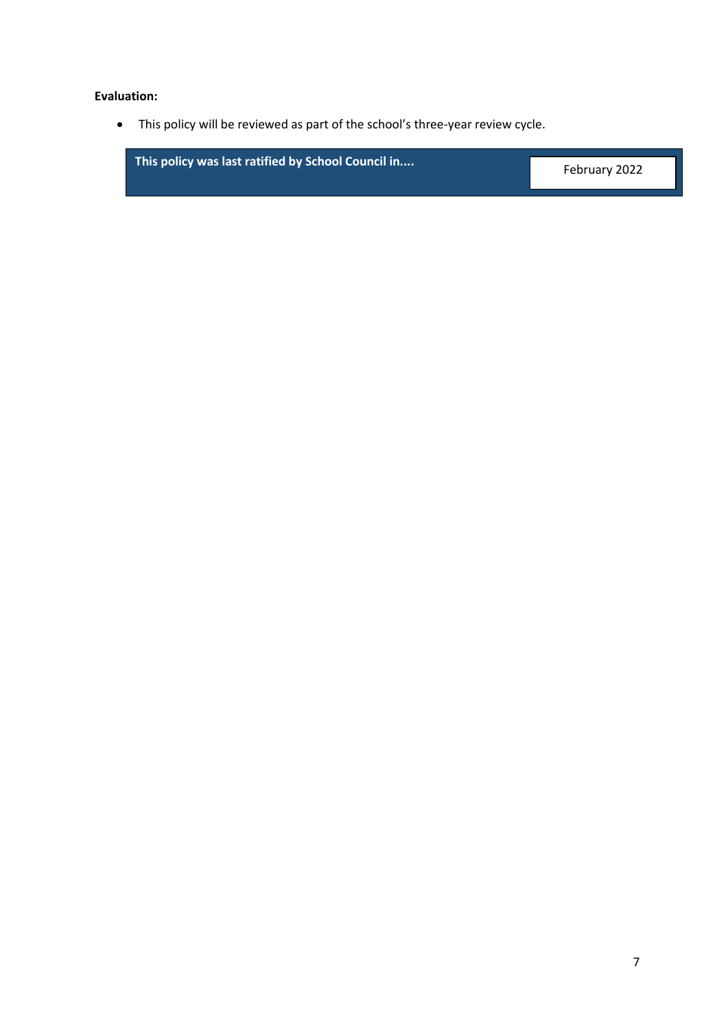**Evaluation:**

- This policy will be reviewed as part of the school's three-year review cycle.

| | |
|---|---|
| **This policy was last ratified by School Council in....** | February 2022 |